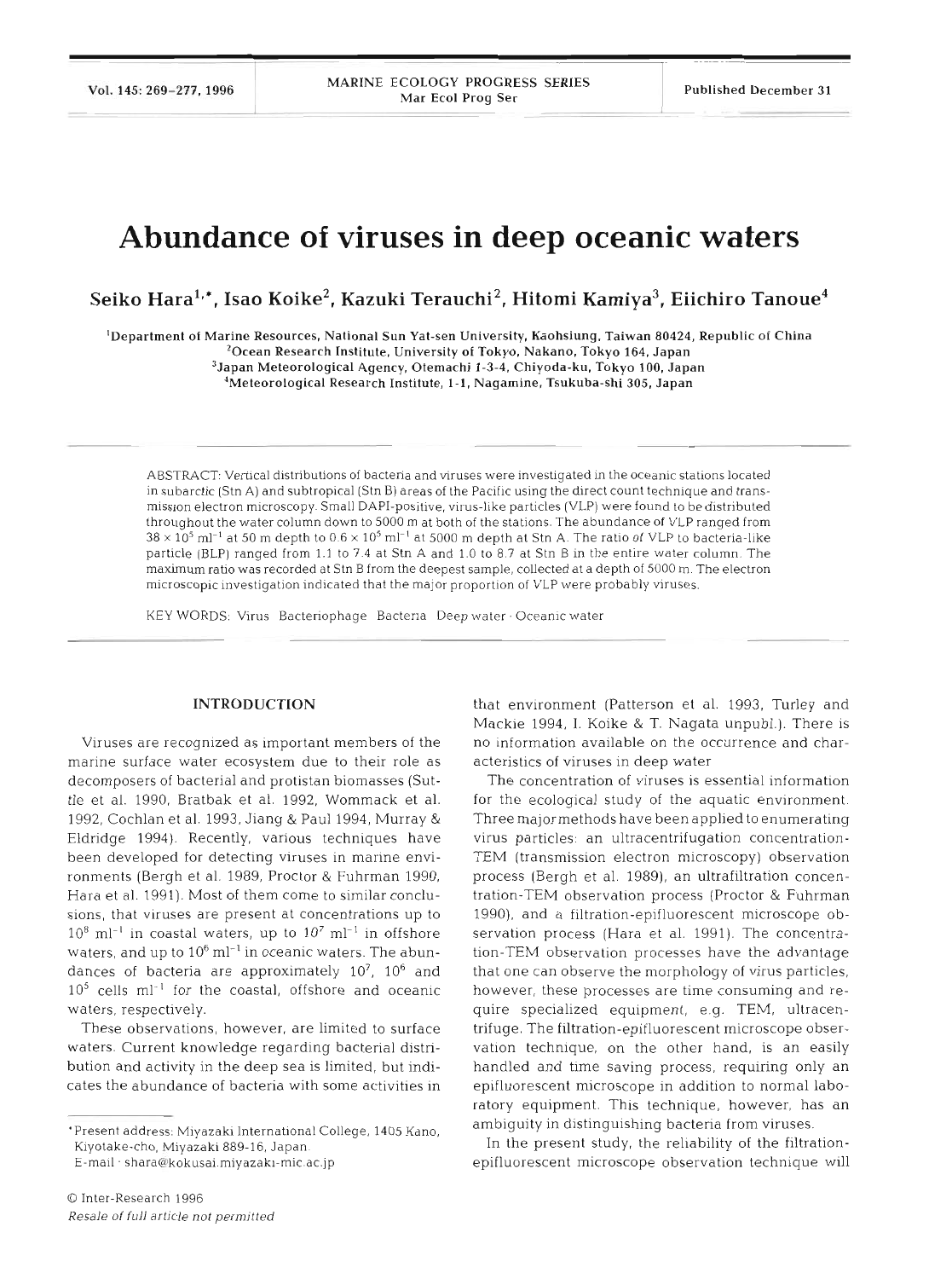# Abundance of viruses in deep oceanic waters

**Seiko Hara[1,*], Isao Koike[2], Kazuki Terauchi[2], Hitomi Kamiya[3], Eiichiro Tanoue[4]**

[1]Department of Marine Resources, National Sun Yat-sen University, Kaohsiung, Taiwan 80424, Republic of China
[2]Ocean Research Institute, University of Tokyo, Nakano, Tokyo 164, Japan
[3]Japan Meteorological Agency, Otemachi 1-3-4, Chiyoda-ku, Tokyo 100, Japan
[4]Meteorological Research Institute, 1-1, Nagamine, Tsukuba-shi 305, Japan

ABSTRACT: Vertical distributions of bacteria and viruses were investigated in the oceanic stations located in subarctic (Stn A) and subtropical (Stn B) areas of the Pacific using the direct count technique and transmission electron microscopy. Small DAPI-positive, virus-like particles (VLP) were found to be distributed throughout the water column down to 5000 m at both of the stations. The abundance of VLP ranged from $38 \times 10^5$ ml$^{-1}$ at 50 m depth to $0.6 \times 10^5$ ml$^{-1}$ at 5000 m depth at Stn A. The ratio of VLP to bacteria-like particle (BLP) ranged from 1.1 to 7.4 at Stn A and 1.0 to 8.7 at Stn B in the entire water column. The maximum ratio was recorded at Stn B from the deepest sample, collected at a depth of 5000 m. The electron microscopic investigation indicated that the major proportion of VLP were probably viruses.

KEY WORDS: Virus · Bacteriophage · Bacteria · Deep water · Oceanic water

## INTRODUCTION

Viruses are recognized as important members of the marine surface water ecosystem due to their role as decomposers of bacterial and protistan biomasses (Suttle et al. 1990, Bratbak et al. 1992, Wommack et al. 1992, Cochlan et al. 1993, Jiang & Paul 1994, Murray & Eldridge 1994). Recently, various techniques have been developed for detecting viruses in marine environments (Bergh et al. 1989, Proctor & Fuhrman 1990, Hara et al. 1991). Most of them come to similar conclusions, that viruses are present at concentrations up to $10^8$ ml$^{-1}$ in coastal waters, up to $10^7$ ml$^{-1}$ in offshore waters, and up to $10^6$ ml$^{-1}$ in oceanic waters. The abundances of bacteria are approximately $10^7$, $10^6$ and $10^5$ cells ml$^{-1}$ for the coastal, offshore and oceanic waters, respectively.

These observations, however, are limited to surface waters. Current knowledge regarding bacterial distribution and activity in the deep sea is limited, but indicates the abundance of bacteria with some activities in that environment (Patterson et al. 1993, Turley and Mackie 1994, I. Koike & T. Nagata unpubl.). There is no information available on the occurrence and characteristics of viruses in deep water

The concentration of viruses is essential information for the ecological study of the aquatic environment. Three major methods have been applied to enumerating virus particles: an ultracentrifugation concentration-TEM (transmission electron microscopy) observation process (Bergh et al. 1989), an ultrafiltration concentration-TEM observation process (Proctor & Fuhrman 1990), and a filtration-epifluorescent microscope observation process (Hara et al. 1991). The concentration-TEM observation processes have the advantage that one can observe the morphology of virus particles, however, these processes are time consuming and require specialized equipment, e.g. TEM, ultracentrifuge. The filtration-epifluorescent microscope observation technique, on the other hand, is an easily handled and time saving process, requiring only an epifluorescent microscope in addition to normal laboratory equipment. This technique, however, has an ambiguity in distinguishing bacteria from viruses.

In the present study, the reliability of the filtration-epifluorescent microscope observation technique will

*Present address: Miyazaki International College, 1405 Kano, Kiyotake-cho, Miyazaki 889-16, Japan.
E-mail: shara@kokusai.miyazaki-mic.ac.jp

© Inter-Research 1996
*Resale of full article not permitted*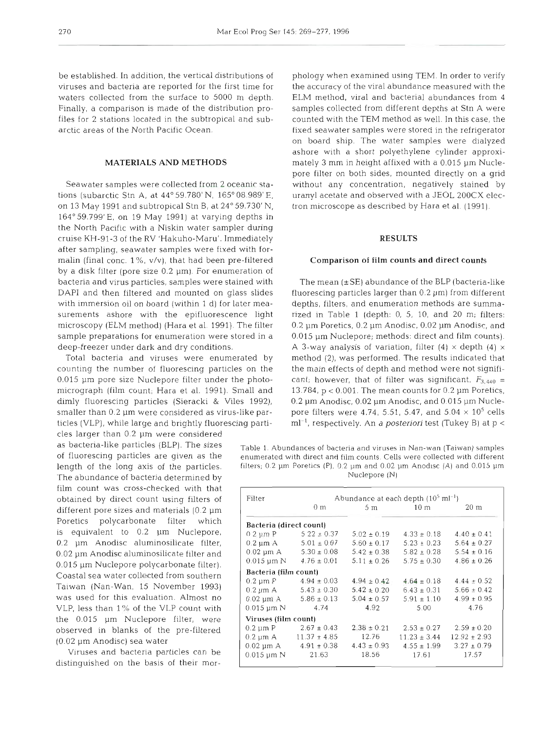be established. In addition, the vertical distributions of viruses and bacteria are reported for the first time for waters collected from the surface to 5000 m depth. Finally, a comparison is made of the distribution profiles for 2 stations located in the subtropical and subarctic areas of the North Pacific Ocean.

## MATERIALS AND METHODS

Seawater samples were collected from 2 oceanic stations (subarctic Stn A, at 44° 59.780' N, 165° 08.989' E, on 13 May 1991 and subtropical Stn B, at 24° 59.730' N, 164° 59.799' E, on 19 May 1991) at varying depths in the North Pacific with a Niskin water sampler during cruise KH-91-3 of the RV 'Hakuho-Maru'. Immediately after sampling, seawater samples were fixed with formalin (final conc. 1%, v/v), that had been pre-filtered by a disk filter (pore size 0.2 µm). For enumeration of bacteria and virus particles, samples were stained with DAPI and then filtered and mounted on glass slides with immersion oil on board (within 1 d) for later measurements ashore with the epifluorescence light microscopy (ELM method) (Hara et al. 1991). The filter sample preparations for enumeration were stored in a deep-freezer under dark and dry conditions.

Total bacteria and viruses were enumerated by counting the number of fluorescing particles on the 0.015 µm pore size Nuclepore filter under the photomicrograph (film count; Hara et al. 1991). Small and dimly fluorescing particles (Sieracki & Viles 1992), smaller than 0.2 µm were considered as virus-like particles (VLP), while large and brightly fluorescing particles larger than 0.2 µm were considered as bacteria-like particles (BLP). The sizes of fluorescing particles are given as the length of the long axis of the particles. The abundance of bacteria determined by film count was cross-checked with that obtained by direct count using filters of different pore sizes and materials (0.2 µm Poretics polycarbonate filter which is equivalent to 0.2 µm Nuclepore, 0.2 µm Anodisc aluminosilicate filter, 0.02 µm Anodisc aluminosilicate filter and 0.015 µm Nuclepore polycarbonate filter). Coastal sea water collected from southern Taiwan (Nan-Wan, 15 November 1993) was used for this evaluation. Almost no VLP, less than 1% of the VLP count with the 0.015 µm Nuclepore filter, were observed in blanks of the pre-filtered (0.02 µm Anodisc) sea water.

Viruses and bacteria particles can be distinguished on the basis of their morphology when examined using TEM. In order to verify the accuracy of the viral abundance measured with the ELM method, viral and bacterial abundances from 4 samples collected from different depths at Stn A were counted with the TEM method as well. In this case, the fixed seawater samples were stored in the refrigerator on board ship. The water samples were dialyzed ashore with a short polyethylene cylinder approximately 3 mm in height affixed with a 0.015 µm Nuclepore filter on both sides, mounted directly on a grid without any concentration, negatively stained by uranyl acetate and observed with a JEOL 200CX electron microscope as described by Hara et al. (1991).

## RESULTS

### Comparison of film counts and direct counts

The mean (±SE) abundance of the BLP (bacteria-like fluorescing particles larger than 0.2 µm) from different depths, filters, and enumeration methods are summarized in Table 1 (depth: 0, 5, 10, and 20 m; filters: 0.2 µm Poretics, 0.2 µm Anodisc, 0.02 µm Anodisc, and 0.015 µm Nuclepore; methods: direct and film counts). A 3-way analysis of variation, filter (4) × depth (4) × method (2), was performed. The results indicated that the main effects of depth and method were not significant; however, that of filter was significant, $F_{3,440} = 13.784$, $p < 0.001$. The mean counts for 0.2 µm Poretics, 0.2 µm Anodisc, 0.02 µm Anodisc, and 0.015 µm Nuclepore filters were 4.74, 5.51, 5.47, and $5.04 \times 10^5$ cells $ml^{-1}$, respectively. An *a posteriori* test (Tukey B) at p <

Table 1. Abundances of bacteria and viruses in Nan-wan (Taiwan) samples enumerated with direct and film counts. Cells were collected with different filters; 0.2 µm Poretics (P), 0.2 µm and 0.02 µm Anodisc (A) and 0.015 µm Nuclepore (N)

| Filter | Abundance at each depth ($10^5$ $ml^{-1}$) | | | |
|---|---|---|---|---|
| | 0 m | 5 m | 10 m | 20 m |
| **Bacteria (direct count)** | | | | |
| 0.2 µm P | 5.22 ± 0.37 | 5.02 ± 0.19 | 4.33 ± 0.18 | 4.40 ± 0.41 |
| 0.2 µm A | 5.01 ± 0.07 | 5.60 ± 0.17 | 5.23 ± 0.23 | 5.64 ± 0.27 |
| 0.02 µm A | 5.30 ± 0.08 | 5.42 ± 0.38 | 5.82 ± 0.28 | 5.54 ± 0.16 |
| 0.015 µm N | 4.76 ± 0.01 | 5.11 ± 0.26 | 5.75 ± 0.30 | 4.86 ± 0.26 |
| **Bacteria (film count)** | | | | |
| 0.2 µm P | 4.94 ± 0.03 | 4.94 ± 0.42 | 4.64 ± 0.18 | 4.44 ± 0.52 |
| 0.2 µm A | 5.43 ± 0.30 | 5.42 ± 0.20 | 6.43 ± 0.31 | 5.66 ± 0.42 |
| 0.02 µm A | 5.86 ± 0.13 | 5.04 ± 0.57 | 5.91 ± 1.10 | 4.99 ± 0.95 |
| 0.015 µm N | 4.74 | 4.92 | 5.00 | 4.76 |
| **Viruses (film count)** | | | | |
| 0.2 µm P | 2.67 ± 0.43 | 2.38 ± 0.21 | 2.53 ± 0.27 | 2.59 ± 0.20 |
| 0.2 µm A | 11.37 ± 4.85 | 12.76 | 11.23 ± 3.44 | 12.92 ± 2.93 |
| 0.02 µm A | 4.91 ± 0.38 | 4.43 ± 0.93 | 4.55 ± 1.99 | 3.27 ± 0.79 |
| 0.015 µm N | 21.63 | 18.56 | 17.61 | 17.57 |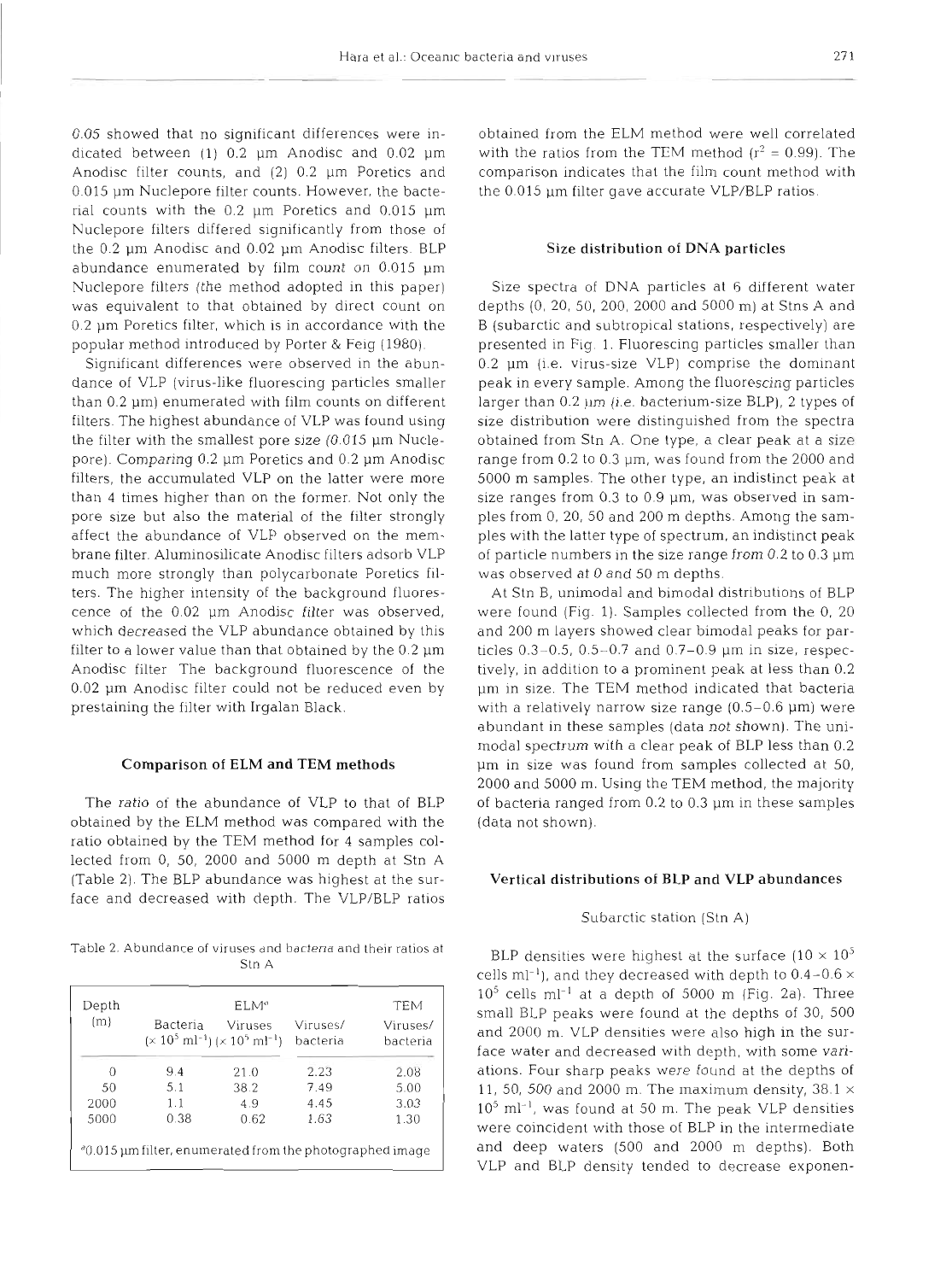0.05 showed that no significant differences were indicated between (1) 0.2 µm Anodisc and 0.02 µm Anodisc filter counts, and (2) 0.2 µm Poretics and 0.015 µm Nuclepore filter counts. However, the bacterial counts with the 0.2 µm Poretics and 0.015 µm Nuclepore filters differed significantly from those of the 0.2 µm Anodisc and 0.02 µm Anodisc filters. BLP abundance enumerated by film count on 0.015 µm Nuclepore filters (the method adopted in this paper) was equivalent to that obtained by direct count on 0.2 µm Poretics filter, which is in accordance with the popular method introduced by Porter & Feig (1980).

Significant differences were observed in the abundance of VLP (virus-like fluorescing particles smaller than 0.2 µm) enumerated with film counts on different filters. The highest abundance of VLP was found using the filter with the smallest pore size (0.015 µm Nuclepore). Comparing 0.2 µm Poretics and 0.2 µm Anodisc filters, the accumulated VLP on the latter were more than 4 times higher than on the former. Not only the pore size but also the material of the filter strongly affect the abundance of VLP observed on the membrane filter. Aluminosilicate Anodisc filters adsorb VLP much more strongly than polycarbonate Poretics filters. The higher intensity of the background fluorescence of the 0.02 µm Anodisc filter was observed, which decreased the VLP abundance obtained by this filter to a lower value than that obtained by the 0.2 µm Anodisc filter. The background fluorescence of the 0.02 µm Anodisc filter could not be reduced even by prestaining the filter with Irgalan Black.

## Comparison of ELM and TEM methods

The ratio of the abundance of VLP to that of BLP obtained by the ELM method was compared with the ratio obtained by the TEM method for 4 samples collected from 0, 50, 2000 and 5000 m depth at Stn A (Table 2). The BLP abundance was highest at the surface and decreased with depth. The VLP/BLP ratios obtained from the ELM method were well correlated with the ratios from the TEM method ($r^2 = 0.99$). The comparison indicates that the film count method with the 0.015 µm filter gave accurate VLP/BLP ratios.

Table 2. Abundance of viruses and bacteria and their ratios at Stn A

| Depth (m) | ELM[a] | | | TEM |
|---|---|---|---|---|
| | Bacteria ($\times 10^5$ ml$^{-1}$) | Viruses ($\times 10^5$ ml$^{-1}$) | Viruses/bacteria | Viruses/bacteria |
| 0 | 9.4 | 21.0 | 2.23 | 2.08 |
| 50 | 5.1 | 38.2 | 7.49 | 5.00 |
| 2000 | 1.1 | 4.9 | 4.45 | 3.03 |
| 5000 | 0.38 | 0.62 | 1.63 | 1.30 |

[a]0.015 µm filter, enumerated from the photographed image

## Size distribution of DNA particles

Size spectra of DNA particles at 6 different water depths (0, 20, 50, 200, 2000 and 5000 m) at Stns A and B (subarctic and subtropical stations, respectively) are presented in Fig. 1. Fluorescing particles smaller than 0.2 µm (i.e. virus-size VLP) comprise the dominant peak in every sample. Among the fluorescing particles larger than 0.2 µm (i.e. bacterium-size BLP), 2 types of size distribution were distinguished from the spectra obtained from Stn A. One type, a clear peak at a size range from 0.2 to 0.3 µm, was found from the 2000 and 5000 m samples. The other type, an indistinct peak at size ranges from 0.3 to 0.9 µm, was observed in samples from 0, 20, 50 and 200 m depths. Among the samples with the latter type of spectrum, an indistinct peak of particle numbers in the size range from 0.2 to 0.3 µm was observed at 0 and 50 m depths.

At Stn B, unimodal and bimodal distributions of BLP were found (Fig. 1). Samples collected from the 0, 20 and 200 m layers showed clear bimodal peaks for particles 0.3–0.5, 0.5–0.7 and 0.7–0.9 µm in size, respectively, in addition to a prominent peak at less than 0.2 µm in size. The TEM method indicated that bacteria with a relatively narrow size range (0.5–0.6 µm) were abundant in these samples (data not shown). The unimodal spectrum with a clear peak of BLP less than 0.2 µm in size was found from samples collected at 50, 2000 and 5000 m. Using the TEM method, the majority of bacteria ranged from 0.2 to 0.3 µm in these samples (data not shown).

## Vertical distributions of BLP and VLP abundances

### Subarctic station (Stn A)

BLP densities were highest at the surface ($10 \times 10^5$ cells ml$^{-1}$), and they decreased with depth to $0.4$–$0.6 \times 10^5$ cells ml$^{-1}$ at a depth of 5000 m (Fig. 2a). Three small BLP peaks were found at the depths of 30, 500 and 2000 m. VLP densities were also high in the surface water and decreased with depth, with some variations. Four sharp peaks were found at the depths of 11, 50, 500 and 2000 m. The maximum density, $38.1 \times 10^5$ ml$^{-1}$, was found at 50 m. The peak VLP densities were coincident with those of BLP in the intermediate and deep waters (500 and 2000 m depths). Both VLP and BLP density tended to decrease exponen-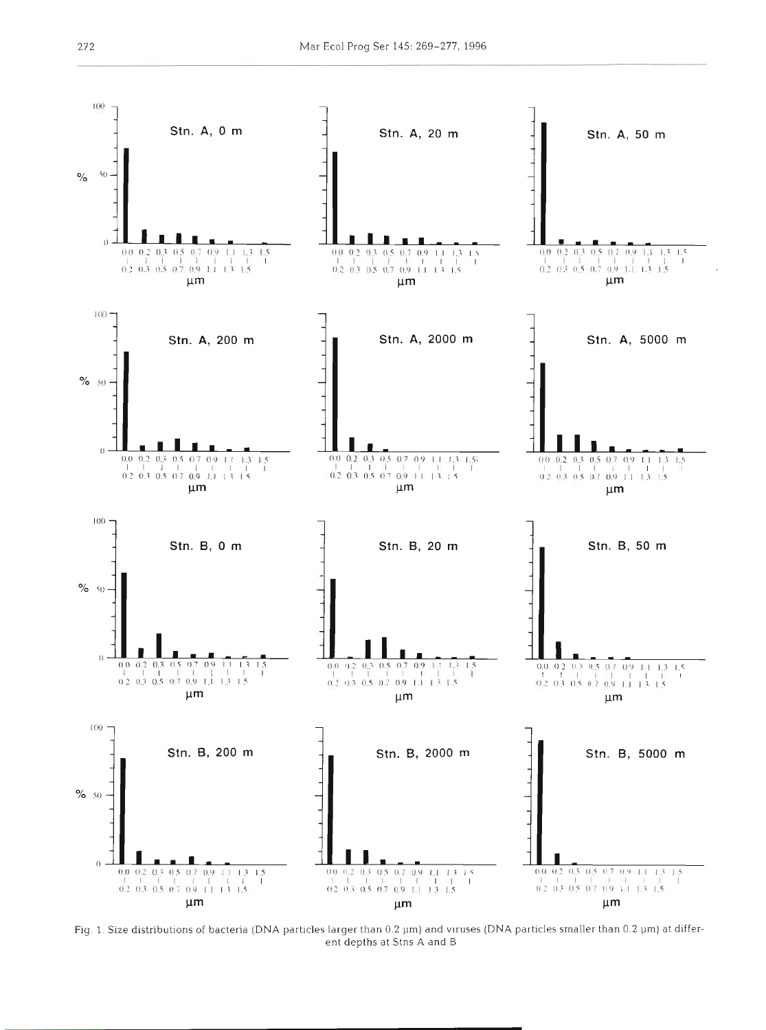Fig. 1. Size distributions of bacteria (DNA particles larger than 0.2 µm) and viruses (DNA particles smaller than 0.2 µm) at different depths at Stns A and B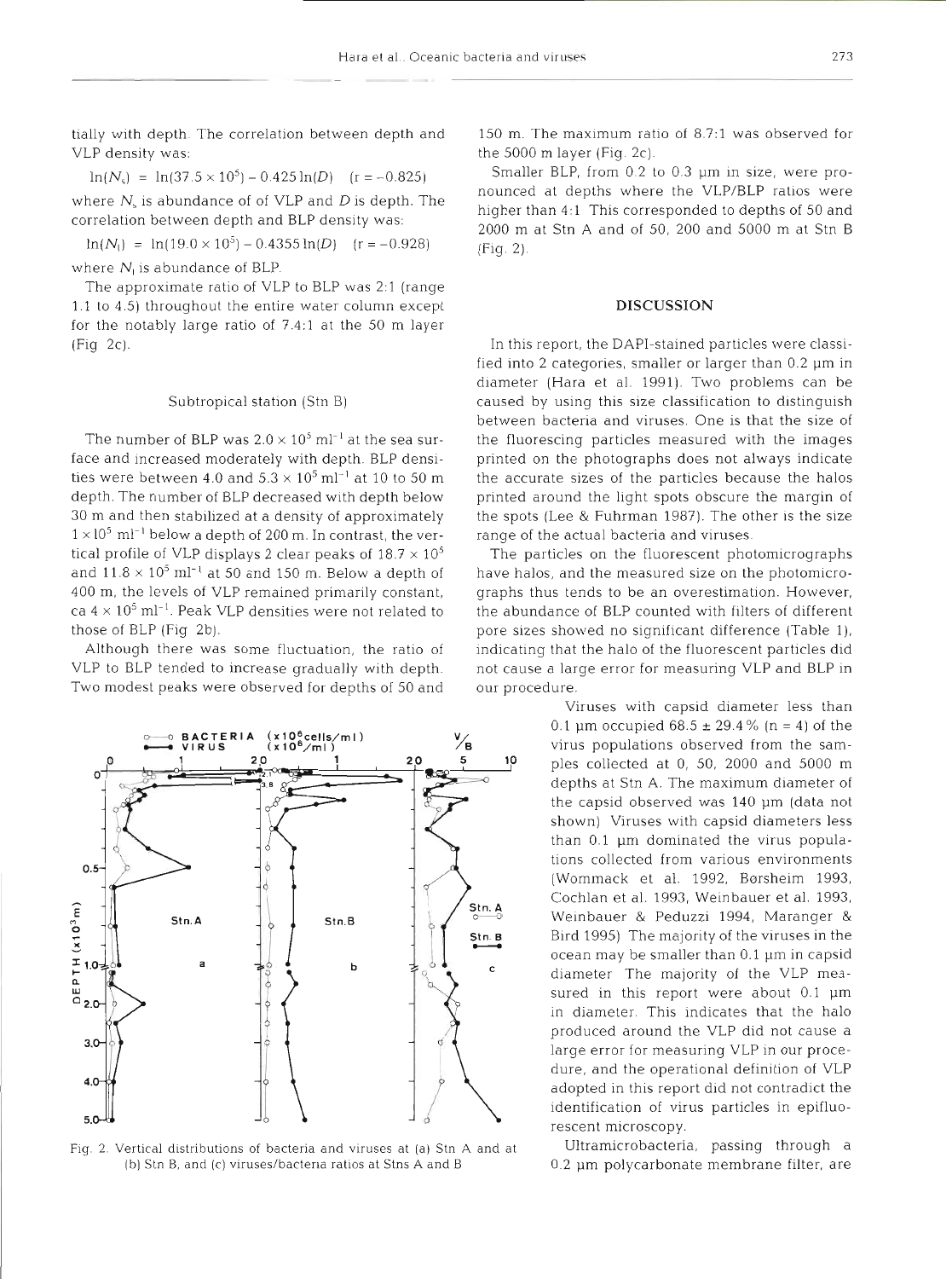tially with depth. The correlation between depth and VLP density was:

$$\ln(N_s) = \ln(37.5 \times 10^5) - 0.425\ln(D) \quad (r = -0.825)$$

where $N_s$ is abundance of of VLP and $D$ is depth. The correlation between depth and BLP density was:

$$\ln(N_l) = \ln(19.0 \times 10^5) - 0.4355\ln(D) \quad (r = -0.928)$$

where $N_l$ is abundance of BLP.

The approximate ratio of VLP to BLP was 2:1 (range 1.1 to 4.5) throughout the entire water column except for the notably large ratio of 7.4:1 at the 50 m layer (Fig 2c).

### Subtropical station (Stn B)

The number of BLP was $2.0 \times 10^5$ ml$^{-1}$ at the sea surface and increased moderately with depth. BLP densities were between 4.0 and $5.3 \times 10^5$ ml$^{-1}$ at 10 to 50 m depth. The number of BLP decreased with depth below 30 m and then stabilized at a density of approximately $1 \times 10^5$ ml$^{-1}$ below a depth of 200 m. In contrast, the vertical profile of VLP displays 2 clear peaks of $18.7 \times 10^5$ and $11.8 \times 10^5$ ml$^{-1}$ at 50 and 150 m. Below a depth of 400 m, the levels of VLP remained primarily constant, ca $4 \times 10^5$ ml$^{-1}$. Peak VLP densities were not related to those of BLP (Fig 2b).

Although there was some fluctuation, the ratio of VLP to BLP tended to increase gradually with depth. Two modest peaks were observed for depths of 50 and 150 m. The maximum ratio of 8.7:1 was observed for the 5000 m layer (Fig. 2c).

Smaller BLP, from 0.2 to 0.3 µm in size, were pronounced at depths where the VLP/BLP ratios were higher than 4:1 This corresponded to depths of 50 and 2000 m at Stn A and of 50, 200 and 5000 m at Stn B (Fig. 2).

Fig. 2. Vertical distributions of bacteria and viruses at (a) Stn A and at (b) Stn B, and (c) viruses/bacteria ratios at Stns A and B

## DISCUSSION

In this report, the DAPI-stained particles were classified into 2 categories, smaller or larger than 0.2 µm in diameter (Hara et al. 1991). Two problems can be caused by using this size classification to distinguish between bacteria and viruses. One is that the size of the fluorescing particles measured with the images printed on the photographs does not always indicate the accurate sizes of the particles because the halos printed around the light spots obscure the margin of the spots (Lee & Fuhrman 1987). The other is the size range of the actual bacteria and viruses.

The particles on the fluorescent photomicrographs have halos, and the measured size on the photomicrographs thus tends to be an overestimation. However, the abundance of BLP counted with filters of different pore sizes showed no significant difference (Table 1), indicating that the halo of the fluorescent particles did not cause a large error for measuring VLP and BLP in our procedure.

Viruses with capsid diameter less than 0.1 µm occupied 68.5 ± 29.4% (n = 4) of the virus populations observed from the samples collected at 0, 50, 2000 and 5000 m depths at Stn A. The maximum diameter of the capsid observed was 140 µm (data not shown) Viruses with capsid diameters less than 0.1 µm dominated the virus populations collected from various environments (Wommack et al. 1992, Børsheim 1993, Cochlan et al. 1993, Weinbauer et al. 1993, Weinbauer & Peduzzi 1994, Maranger & Bird 1995) The majority of the viruses in the ocean may be smaller than 0.1 µm in capsid diameter The majority of the VLP measured in this report were about 0.1 µm in diameter. This indicates that the halo produced around the VLP did not cause a large error for measuring VLP in our procedure, and the operational definition of VLP adopted in this report did not contradict the identification of virus particles in epifluorescent microscopy.

Ultramicrobacteria, passing through a 0.2 µm polycarbonate membrane filter, are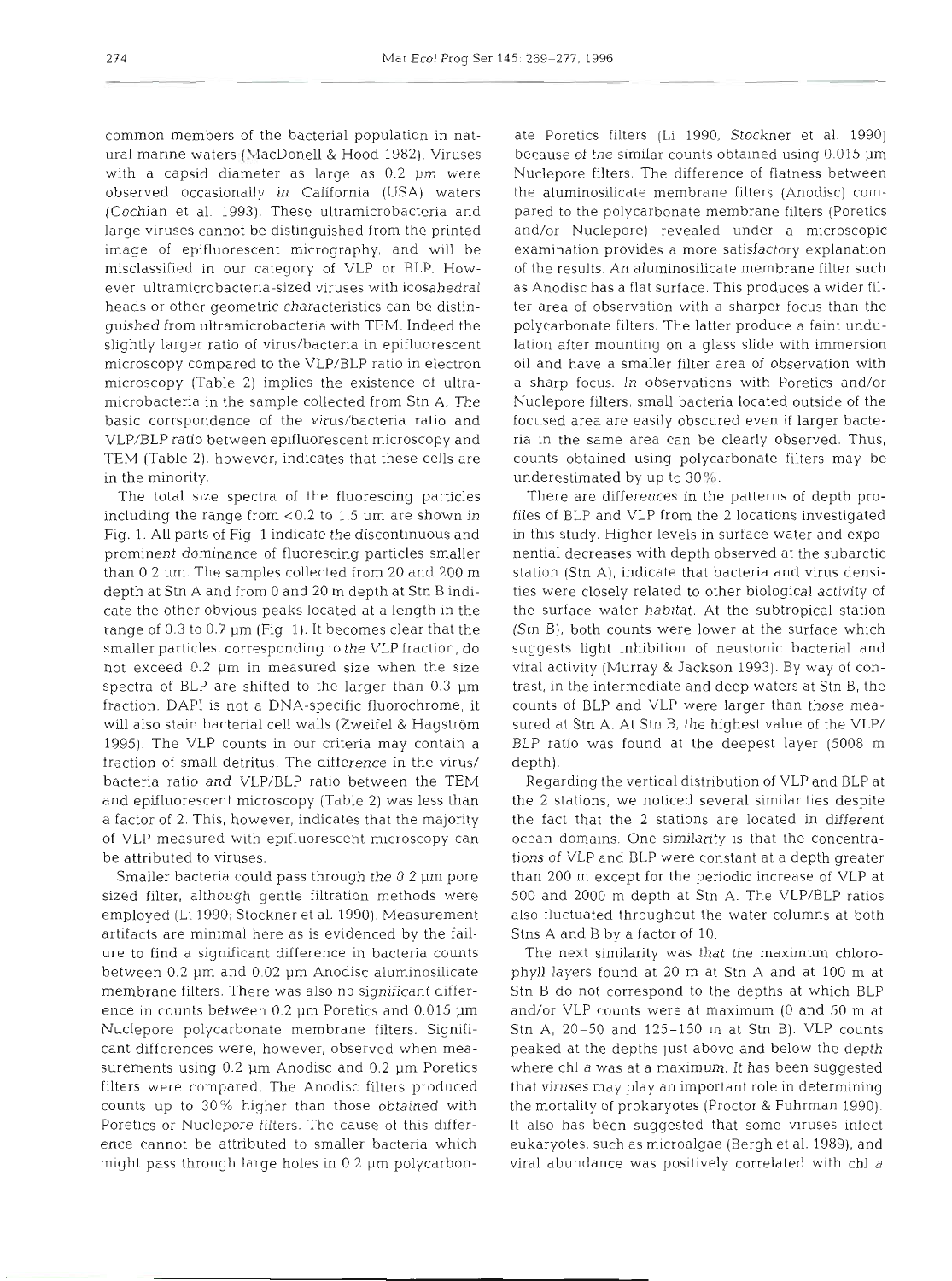common members of the bacterial population in natural marine waters (MacDonell & Hood 1982). Viruses with a capsid diameter as large as 0.2 µm were observed occasionally in California (USA) waters (Cochlan et al. 1993). These ultramicrobacteria and large viruses cannot be distinguished from the printed image of epifluorescent micrography, and will be misclassified in our category of VLP or BLP. However, ultramicrobacteria-sized viruses with icosahedral heads or other geometric characteristics can be distinguished from ultramicrobacteria with TEM. Indeed the slightly larger ratio of virus/bacteria in epifluorescent microscopy compared to the VLP/BLP ratio in electron microscopy (Table 2) implies the existence of ultramicrobacteria in the sample collected from Stn A. The basic corrspondence of the virus/bacteria ratio and VLP/BLP ratio between epifluorescent microscopy and TEM (Table 2), however, indicates that these cells are in the minority.

The total size spectra of the fluorescing particles including the range from <0.2 to 1.5 µm are shown in Fig. 1. All parts of Fig 1 indicate the discontinuous and prominent dominance of fluorescing particles smaller than 0.2 µm. The samples collected from 20 and 200 m depth at Stn A and from 0 and 20 m depth at Stn B indicate the other obvious peaks located at a length in the range of 0.3 to 0.7 µm (Fig 1). It becomes clear that the smaller particles, corresponding to the VLP fraction, do not exceed 0.2 µm in measured size when the size spectra of BLP are shifted to the larger than 0.3 µm fraction. DAPI is not a DNA-specific fluorochrome, it will also stain bacterial cell walls (Zweifel & Hagström 1995). The VLP counts in our criteria may contain a fraction of small detritus. The difference in the virus/bacteria ratio and VLP/BLP ratio between the TEM and epifluorescent microscopy (Table 2) was less than a factor of 2. This, however, indicates that the majority of VLP measured with epifluorescent microscopy can be attributed to viruses.

Smaller bacteria could pass through the 0.2 µm pore sized filter, although gentle filtration methods were employed (Li 1990; Stockner et al. 1990). Measurement artifacts are minimal here as is evidenced by the failure to find a significant difference in bacteria counts between 0.2 µm and 0.02 µm Anodisc aluminosilicate membrane filters. There was also no significant difference in counts between 0.2 µm Poretics and 0.015 µm Nuclepore polycarbonate membrane filters. Significant differences were, however, observed when measurements using 0.2 µm Anodisc and 0.2 µm Poretics filters were compared. The Anodisc filters produced counts up to 30% higher than those obtained with Poretics or Nuclepore filters. The cause of this difference cannot be attributed to smaller bacteria which might pass through large holes in 0.2 µm polycarbonate Poretics filters (Li 1990, Stockner et al. 1990) because of the similar counts obtained using 0.015 µm Nuclepore filters. The difference of flatness between the aluminosilicate membrane filters (Anodisc) compared to the polycarbonate membrane filters (Poretics and/or Nuclepore) revealed under a microscopic examination provides a more satisfactory explanation of the results. An aluminosilicate membrane filter such as Anodisc has a flat surface. This produces a wider filter area of observation with a sharper focus than the polycarbonate filters. The latter produce a faint undulation after mounting on a glass slide with immersion oil and have a smaller filter area of observation with a sharp focus. In observations with Poretics and/or Nuclepore filters, small bacteria located outside of the focused area are easily obscured even if larger bacteria in the same area can be clearly observed. Thus, counts obtained using polycarbonate filters may be underestimated by up to 30%.

There are differences in the patterns of depth profiles of BLP and VLP from the 2 locations investigated in this study. Higher levels in surface water and exponential decreases with depth observed at the subarctic station (Stn A), indicate that bacteria and virus densities were closely related to other biological activity of the surface water habitat. At the subtropical station (Stn B), both counts were lower at the surface which suggests light inhibition of neustonic bacterial and viral activity (Murray & Jackson 1993). By way of contrast, in the intermediate and deep waters at Stn B, the counts of BLP and VLP were larger than those measured at Stn A. At Stn B, the highest value of the VLP/BLP ratio was found at the deepest layer (5008 m depth).

Regarding the vertical distribution of VLP and BLP at the 2 stations, we noticed several similarities despite the fact that the 2 stations are located in different ocean domains. One similarity is that the concentrations of VLP and BLP were constant at a depth greater than 200 m except for the periodic increase of VLP at 500 and 2000 m depth at Stn A. The VLP/BLP ratios also fluctuated throughout the water columns at both Stns A and B by a factor of 10.

The next similarity was that the maximum chlorophyll layers found at 20 m at Stn A and at 100 m at Stn B do not correspond to the depths at which BLP and/or VLP counts were at maximum (0 and 50 m at Stn A, 20–50 and 125–150 m at Stn B). VLP counts peaked at the depths just above and below the depth where chl *a* was at a maximum. It has been suggested that viruses may play an important role in determining the mortality of prokaryotes (Proctor & Fuhrman 1990). It also has been suggested that some viruses infect eukaryotes, such as microalgae (Bergh et al. 1989), and viral abundance was positively correlated with chl *a*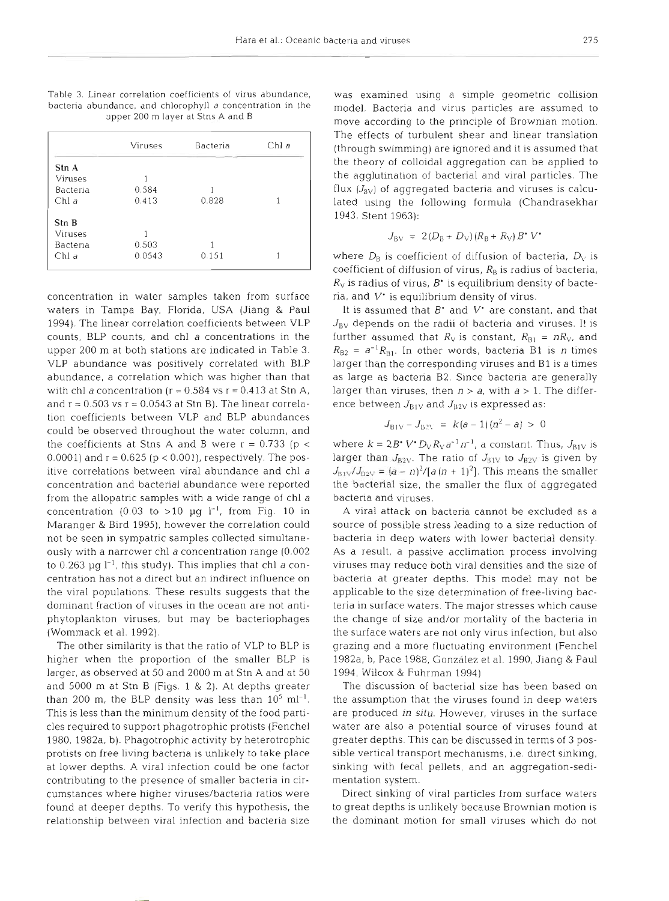Table 3. Linear correlation coefficients of virus abundance, bacteria abundance, and chlorophyll *a* concentration in the upper 200 m layer at Stns A and B

| | Viruses | Bacteria | Chl *a* |
|---|---|---|---|
| **Stn A** | | | |
| Viruses | 1 | | |
| Bacteria | 0.584 | 1 | |
| Chl *a* | 0.413 | 0.828 | 1 |
| **Stn B** | | | |
| Viruses | 1 | | |
| Bacteria | 0.503 | 1 | |
| Chl *a* | 0.0543 | 0.151 | 1 |

concentration in water samples taken from surface waters in Tampa Bay, Florida, USA (Jiang & Paul 1994). The linear correlation coefficients between VLP counts, BLP counts, and chl *a* concentrations in the upper 200 m at both stations are indicated in Table 3. VLP abundance was positively correlated with BLP abundance, a correlation which was higher than that with chl *a* concentration ($r = 0.584$ vs $r = 0.413$ at Stn A, and $r = 0.503$ vs $r = 0.0543$ at Stn B). The linear correlation coefficients between VLP and BLP abundances could be observed throughout the water column, and the coefficients at Stns A and B were $r = 0.733$ ($p < 0.0001$) and $r = 0.625$ ($p < 0.001$), respectively. The positive correlations between viral abundance and chl *a* concentration and bacterial abundance were reported from the allopatric samples with a wide range of chl *a* concentration (0.03 to >10 µg $l^{-1}$, from Fig. 10 in Maranger & Bird 1995), however the correlation could not be seen in sympatric samples collected simultaneously with a narrower chl *a* concentration range (0.002 to 0.263 µg $l^{-1}$, this study). This implies that chl *a* concentration has not a direct but an indirect influence on the viral populations. These results suggests that the dominant fraction of viruses in the ocean are not anti-phytoplankton viruses, but may be bacteriophages (Wommack et al. 1992).

The other similarity is that the ratio of VLP to BLP is higher when the proportion of the smaller BLP is larger, as observed at 50 and 2000 m at Stn A and at 50 and 5000 m at Stn B (Figs. 1 & 2). At depths greater than 200 m, the BLP density was less than $10^5$ $ml^{-1}$. This is less than the minimum density of the food particles required to support phagotrophic protists (Fenchel 1980, 1982a, b). Phagotrophic activity by heterotrophic protists on free living bacteria is unlikely to take place at lower depths. A viral infection could be one factor contributing to the presence of smaller bacteria in circumstances where higher viruses/bacteria ratios were found at deeper depths. To verify this hypothesis, the relationship between viral infection and bacteria size was examined using a simple geometric collision model. Bacteria and virus particles are assumed to move according to the principle of Brownian motion. The effects of turbulent shear and linear translation (through swimming) are ignored and it is assumed that the theory of colloidal aggregation can be applied to the agglutination of bacterial and viral particles. The flux ($J_{BV}$) of aggregated bacteria and viruses is calculated using the following formula (Chandrasekhar 1943, Stent 1963):

$$J_{BV} = 2(D_B + D_V)(R_B + R_V)B^* V^*$$

where $D_B$ is coefficient of diffusion of bacteria, $D_V$ is coefficient of diffusion of virus, $R_B$ is radius of bacteria, $R_V$ is radius of virus, $B^*$ is equilibrium density of bacteria, and $V^*$ is equilibrium density of virus.

It is assumed that $B^*$ and $V^*$ are constant, and that $J_{BV}$ depends on the radii of bacteria and viruses. It is further assumed that $R_V$ is constant, $R_{B1} = nR_V$, and $R_{B2} = a^{-1}R_{B1}$. In other words, bacteria B1 is $n$ times larger than the corresponding viruses and B1 is $a$ times as large as bacteria B2. Since bacteria are generally larger than viruses, then $n > a$, with $a > 1$. The difference between $J_{B1V}$ and $J_{B2V}$ is expressed as:

$$J_{B1V} - J_{B2V} = k(a-1)(n^2 - a) > 0$$

where $k = 2B^* V^* D_V R_V a^{-1} n^{-1}$, a constant. Thus, $J_{B1V}$ is larger than $J_{B2V}$. The ratio of $J_{B1V}$ to $J_{B2V}$ is given by $J_{B1V}/J_{B2V} = (a-n)^2/[a(n+1)^2]$. This means the smaller the bacterial size, the smaller the flux of aggregated bacteria and viruses.

A viral attack on bacteria cannot be excluded as a source of possible stress leading to a size reduction of bacteria in deep waters with lower bacterial density. As a result, a passive acclimation process involving viruses may reduce both viral densities and the size of bacteria at greater depths. This model may not be applicable to the size determination of free-living bacteria in surface waters. The major stresses which cause the change of size and/or mortality of the bacteria in the surface waters are not only virus infection, but also grazing and a more fluctuating environment (Fenchel 1982a, b, Pace 1988, González et al. 1990, Jiang & Paul 1994, Wilcox & Fuhrman 1994).

The discussion of bacterial size has been based on the assumption that the viruses found in deep waters are produced *in situ*. However, viruses in the surface water are also a potential source of viruses found at greater depths. This can be discussed in terms of 3 possible vertical transport mechanisms, i.e. direct sinking, sinking with fecal pellets, and an aggregation-sedimentation system.

Direct sinking of viral particles from surface waters to great depths is unlikely because Brownian motion is the dominant motion for small viruses which do not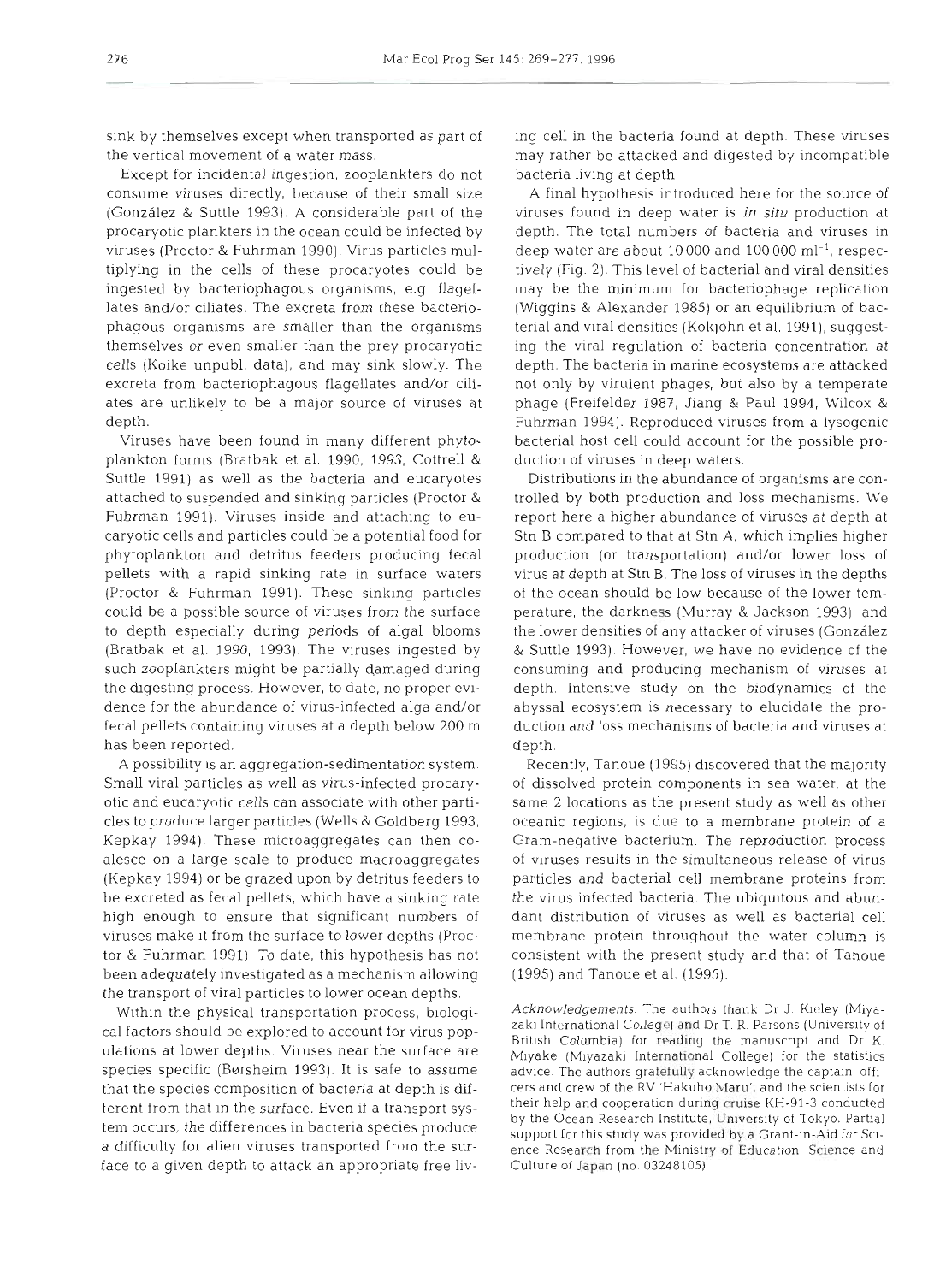sink by themselves except when transported as part of the vertical movement of a water mass.

Except for incidental ingestion, zooplankters do not consume viruses directly, because of their small size (González & Suttle 1993). A considerable part of the procaryotic plankters in the ocean could be infected by viruses (Proctor & Fuhrman 1990). Virus particles multiplying in the cells of these procaryotes could be ingested by bacteriophagous organisms, e.g. flagellates and/or ciliates. The excreta from these bacteriophagous organisms are smaller than the organisms themselves or even smaller than the prey procaryotic cells (Koike unpubl. data), and may sink slowly. The excreta from bacteriophagous flagellates and/or ciliates are unlikely to be a major source of viruses at depth.

Viruses have been found in many different phytoplankton forms (Bratbak et al. 1990, 1993, Cottrell & Suttle 1991) as well as the bacteria and eucaryotes attached to suspended and sinking particles (Proctor & Fuhrman 1991). Viruses inside and attaching to eucaryotic cells and particles could be a potential food for phytoplankton and detritus feeders producing fecal pellets with a rapid sinking rate in surface waters (Proctor & Fuhrman 1991). These sinking particles could be a possible source of viruses from the surface to depth especially during periods of algal blooms (Bratbak et al. 1990, 1993). The viruses ingested by such zooplankters might be partially damaged during the digesting process. However, to date, no proper evidence for the abundance of virus-infected alga and/or fecal pellets containing viruses at a depth below 200 m has been reported.

A possibility is an aggregation-sedimentation system. Small viral particles as well as virus-infected procaryotic and eucaryotic cells can associate with other particles to produce larger particles (Wells & Goldberg 1993, Kepkay 1994). These microaggregates can then coalesce on a large scale to produce macroaggregates (Kepkay 1994) or be grazed upon by detritus feeders to be excreted as fecal pellets, which have a sinking rate high enough to ensure that significant numbers of viruses make it from the surface to lower depths (Proctor & Fuhrman 1991). To date, this hypothesis has not been adequately investigated as a mechanism allowing the transport of viral particles to lower ocean depths.

Within the physical transportation process, biological factors should be explored to account for virus populations at lower depths. Viruses near the surface are species specific (Børsheim 1993). It is safe to assume that the species composition of bacteria at depth is different from that in the surface. Even if a transport system occurs, the differences in bacteria species produce a difficulty for alien viruses transported from the surface to a given depth to attack an appropriate free living cell in the bacteria found at depth. These viruses may rather be attacked and digested by incompatible bacteria living at depth.

A final hypothesis introduced here for the source of viruses found in deep water is *in situ* production at depth. The total numbers of bacteria and viruses in deep water are about 10 000 and 100 000 $ml^{-1}$, respectively (Fig. 2). This level of bacterial and viral densities may be the minimum for bacteriophage replication (Wiggins & Alexander 1985) or an equilibrium of bacterial and viral densities (Kokjohn et al. 1991), suggesting the viral regulation of bacteria concentration at depth. The bacteria in marine ecosystems are attacked not only by virulent phages, but also by a temperate phage (Freifelder 1987, Jiang & Paul 1994, Wilcox & Fuhrman 1994). Reproduced viruses from a lysogenic bacterial host cell could account for the possible production of viruses in deep waters.

Distributions in the abundance of organisms are controlled by both production and loss mechanisms. We report here a higher abundance of viruses at depth at Stn B compared to that at Stn A, which implies higher production (or transportation) and/or lower loss of virus at depth at Stn B. The loss of viruses in the depths of the ocean should be low because of the lower temperature, the darkness (Murray & Jackson 1993), and the lower densities of any attacker of viruses (González & Suttle 1993). However, we have no evidence of the consuming and producing mechanism of viruses at depth. Intensive study on the biodynamics of the abyssal ecosystem is necessary to elucidate the production and loss mechanisms of bacteria and viruses at depth.

Recently, Tanoue (1995) discovered that the majority of dissolved protein components in sea water, at the same 2 locations as the present study as well as other oceanic regions, is due to a membrane protein of a Gram-negative bacterium. The reproduction process of viruses results in the simultaneous release of virus particles and bacterial cell membrane proteins from the virus infected bacteria. The ubiquitous and abundant distribution of viruses as well as bacterial cell membrane protein throughout the water column is consistent with the present study and that of Tanoue (1995) and Tanoue et al. (1995).

*Acknowledgements.* The authors thank Dr J. Kieley (Miyazaki International College) and Dr T. R. Parsons (University of British Columbia) for reading the manuscript and Dr K. Miyake (Miyazaki International College) for the statistics advice. The authors gratefully acknowledge the captain, officers and crew of the RV 'Hakuho Maru', and the scientists for their help and cooperation during cruise KH-91-3 conducted by the Ocean Research Institute, University of Tokyo. Partial support for this study was provided by a Grant-in-Aid for Science Research from the Ministry of Education, Science and Culture of Japan (no. 03248105).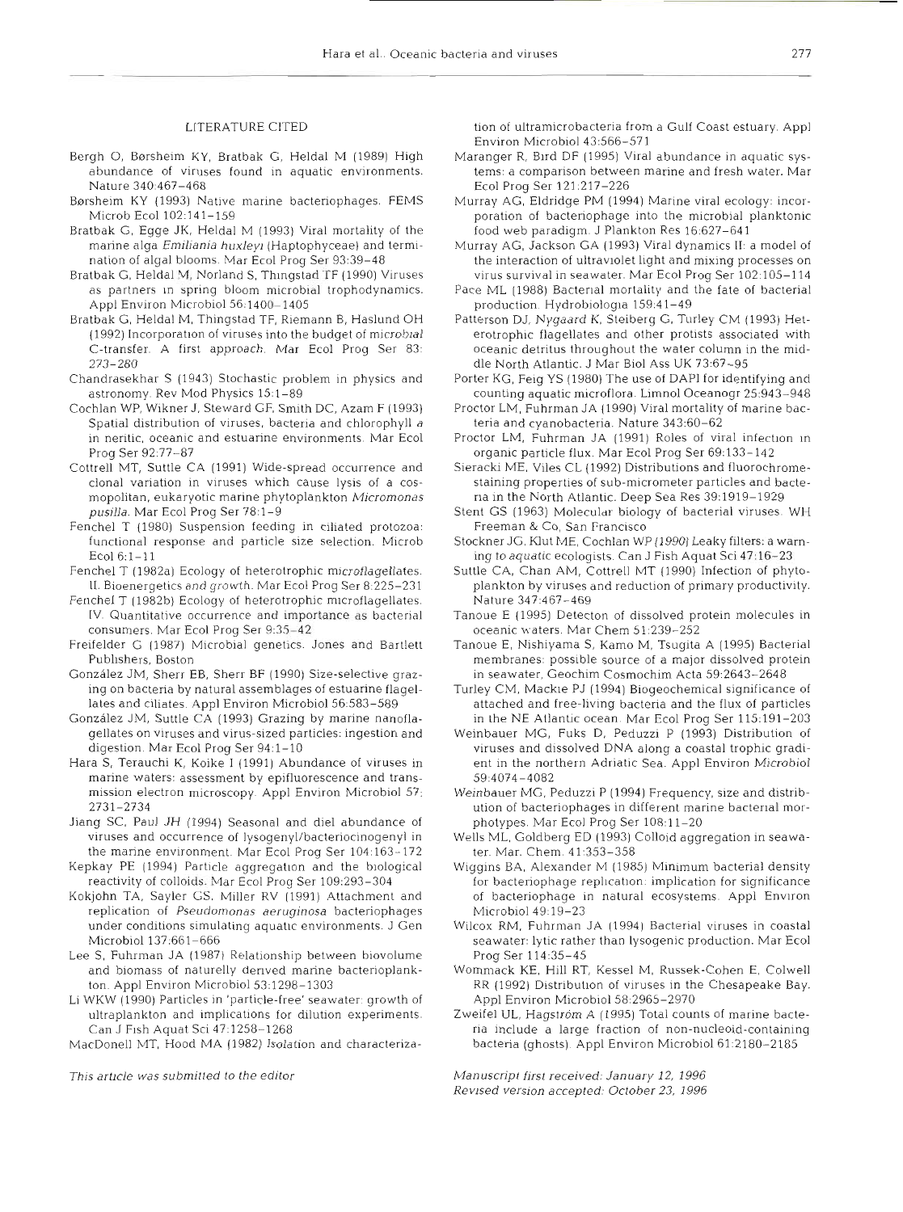## LITERATURE CITED

Bergh O, Børsheim KY, Bratbak G, Heldal M (1989) High abundance of viruses found in aquatic environments. Nature 340:467–468

Børsheim KY (1993) Native marine bacteriophages. FEMS Microb Ecol 102:141–159

Bratbak G, Egge JK, Heldal M (1993) Viral mortality of the marine alga *Emiliania huxleyi* (Haptophyceae) and termination of algal blooms. Mar Ecol Prog Ser 93:39–48

Bratbak G, Heldal M, Norland S, Thingstad TF (1990) Viruses as partners in spring bloom microbial trophodynamics. Appl Environ Microbiol 56:1400–1405

Bratbak G, Heldal M, Thingstad TF, Riemann B, Haslund OH (1992) Incorporation of viruses into the budget of microbial C-transfer. A first approach. Mar Ecol Prog Ser 83: 273–280

Chandrasekhar S (1943) Stochastic problem in physics and astronomy. Rev Mod Physics 15:1–89

Cochlan WP, Wikner J, Steward GF, Smith DC, Azam F (1993) Spatial distribution of viruses, bacteria and chlorophyll *a* in neritic, oceanic and estuarine environments. Mar Ecol Prog Ser 92:77–87

Cottrell MT, Suttle CA (1991) Wide-spread occurrence and clonal variation in viruses which cause lysis of a cosmopolitan, eukaryotic marine phytoplankton *Micromonas pusilla*. Mar Ecol Prog Ser 78:1–9

Fenchel T (1980) Suspension feeding in ciliated protozoa: functional response and particle size selection. Microb Ecol 6:1–11

Fenchel T (1982a) Ecology of heterotrophic microflagellates. II. Bioenergetics and growth. Mar Ecol Prog Ser 8:225–231

Fenchel T (1982b) Ecology of heterotrophic microflagellates. IV. Quantitative occurrence and importance as bacterial consumers. Mar Ecol Prog Ser 9:35–42

Freifelder G (1987) Microbial genetics. Jones and Bartlett Publishers, Boston

González JM, Sherr EB, Sherr BF (1990) Size-selective grazing on bacteria by natural assemblages of estuarine flagellates and ciliates. Appl Environ Microbiol 56:583–589

González JM, Suttle CA (1993) Grazing by marine nanoflagellates on viruses and virus-sized particles: ingestion and digestion. Mar Ecol Prog Ser 94:1–10

Hara S, Terauchi K, Koike I (1991) Abundance of viruses in marine waters: assessment by epifluorescence and transmission electron microscopy. Appl Environ Microbiol 57: 2731–2734

Jiang SC, Paul JH (1994) Seasonal and diel abundance of viruses and occurrence of lysogenyl/bacteriocinogenyl in the marine environment. Mar Ecol Prog Ser 104:163–172

Kepkay PE (1994) Particle aggregation and the biological reactivity of colloids. Mar Ecol Prog Ser 109:293–304

Kokjohn TA, Sayler GS, Miller RV (1991) Attachment and replication of *Pseudomonas aeruginosa* bacteriophages under conditions simulating aquatic environments. J Gen Microbiol 137:661–666

Lee S, Fuhrman JA (1987) Relationship between biovolume and biomass of naturally derived marine bacterioplankton. Appl Environ Microbiol 53:1298–1303

Li WKW (1990) Particles in 'particle-free' seawater: growth of ultraplankton and implications for dilution experiments. Can J Fish Aquat Sci 47:1258–1268

MacDonell MT, Hood MA (1982) Isolation and characterization of ultramicrobacteria from a Gulf Coast estuary. Appl Environ Microbiol 43:566–571

Maranger R, Bird DF (1995) Viral abundance in aquatic systems: a comparison between marine and fresh water. Mar Ecol Prog Ser 121:217–226

Murray AG, Eldridge PM (1994) Marine viral ecology: incorporation of bacteriophage into the microbial planktonic food web paradigm. J Plankton Res 16:627–641

Murray AG, Jackson GA (1993) Viral dynamics II: a model of the interaction of ultraviolet light and mixing processes on virus survival in seawater. Mar Ecol Prog Ser 102:105–114

Pace ML (1988) Bacterial mortality and the fate of bacterial production. Hydrobiologia 159:41–49

Patterson DJ, Nygaard K, Steiberg G, Turley CM (1993) Heterotrophic flagellates and other protists associated with oceanic detritus throughout the water column in the middle North Atlantic. J Mar Biol Ass UK 73:67–95

Porter KG, Feig YS (1980) The use of DAPI for identifying and counting aquatic microflora. Limnol Oceanogr 25:943–948

Proctor LM, Fuhrman JA (1990) Viral mortality of marine bacteria and cyanobacteria. Nature 343:60–62

Proctor LM, Fuhrman JA (1991) Roles of viral infection in organic particle flux. Mar Ecol Prog Ser 69:133–142

Sieracki ME, Viles CL (1992) Distributions and fluorochrome-staining properties of sub-micrometer particles and bacteria in the North Atlantic. Deep Sea Res 39:1919–1929

Stent GS (1963) Molecular biology of bacterial viruses. WH Freeman & Co, San Francisco

Stockner JG, Klut ME, Cochlan WP (1990) Leaky filters: a warning to aquatic ecologists. Can J Fish Aquat Sci 47:16–23

Suttle CA, Chan AM, Cottrell MT (1990) Infection of phytoplankton by viruses and reduction of primary productivity. Nature 347:467–469

Tanoue E (1995) Detecton of dissolved protein molecules in oceanic waters. Mar Chem 51:239–252

Tanoue E, Nishiyama S, Kamo M, Tsugita A (1995) Bacterial membranes: possible source of a major dissolved protein in seawater. Geochim Cosmochim Acta 59:2643–2648

Turley CM, Mackie PJ (1994) Biogeochemical significance of attached and free-living bacteria and the flux of particles in the NE Atlantic ocean. Mar Ecol Prog Ser 115:191–203

Weinbauer MG, Fuks D, Peduzzi P (1993) Distribution of viruses and dissolved DNA along a coastal trophic gradient in the northern Adriatic Sea. Appl Environ Microbiol 59:4074–4082

Weinbauer MG, Peduzzi P (1994) Frequency, size and distribution of bacteriophages in different marine bacterial morphotypes. Mar Ecol Prog Ser 108:11–20

Wells ML, Goldberg ED (1993) Colloid aggregation in seawater. Mar. Chem. 41:353–358

Wiggins BA, Alexander M (1985) Minimum bacterial density for bacteriophage replication: implication for significance of bacteriophage in natural ecosystems. Appl Environ Microbiol 49:19–23

Wilcox RM, Fuhrman JA (1994) Bacterial viruses in coastal seawater: lytic rather than lysogenic production. Mar Ecol Prog Ser 114:35–45

Wommack KE, Hill RT, Kessel M, Russek-Cohen E, Colwell RR (1992) Distribution of viruses in the Chesapeake Bay. Appl Environ Microbiol 58:2965–2970

Zweifel UL, Hagström A (1995) Total counts of marine bacteria include a large fraction of non-nucleoid-containing bacteria (ghosts). Appl Environ Microbiol 61:2180–2185

*This article was submitted to the editor*

*Manuscript first received: January 12, 1996*
*Revised version accepted: October 23, 1996*